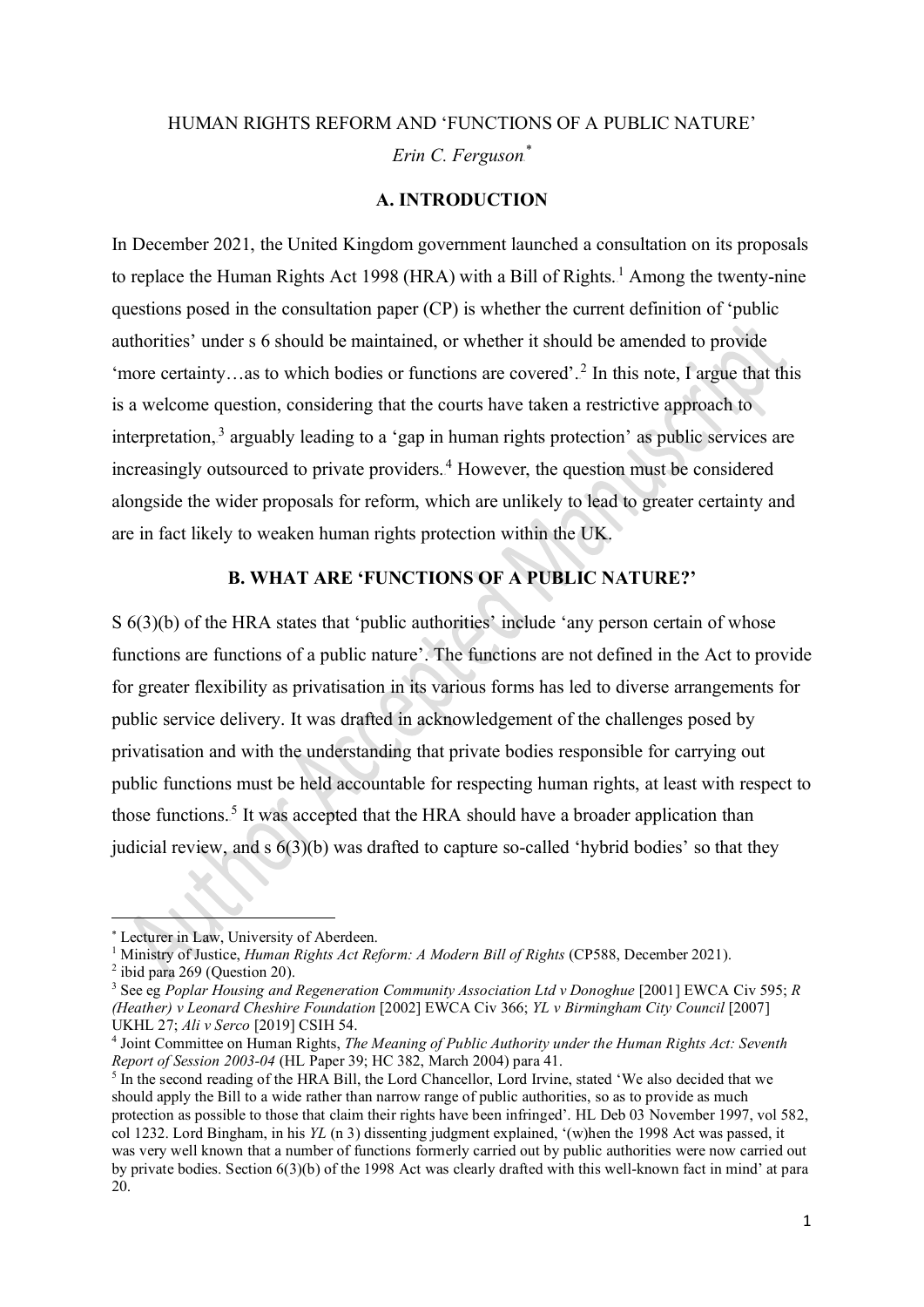# HUMAN RIGHTS REFORM AND 'FUNCTIONS OF A PUBLIC NATURE'

*Erin C. Ferguson*[*]

## A. INTRODUCTION

In December 2021, the United Kingdom government launched a consultation on its proposals to replace the Human Rights Act 1998 (HRA) with a Bill of Rights.[1] Among the twenty-nine questions posed in the consultation paper (CP) is whether the current definition of 'public authorities' under s 6 should be maintained, or whether it should be amended to provide 'more certainty…as to which bodies or functions are covered'.[2] In this note, I argue that this is a welcome question, considering that the courts have taken a restrictive approach to interpretation,[3] arguably leading to a 'gap in human rights protection' as public services are increasingly outsourced to private providers.[4] However, the question must be considered alongside the wider proposals for reform, which are unlikely to lead to greater certainty and are in fact likely to weaken human rights protection within the UK.

## B. WHAT ARE 'FUNCTIONS OF A PUBLIC NATURE?'

S 6(3)(b) of the HRA states that 'public authorities' include 'any person certain of whose functions are functions of a public nature'. The functions are not defined in the Act to provide for greater flexibility as privatisation in its various forms has led to diverse arrangements for public service delivery. It was drafted in acknowledgement of the challenges posed by privatisation and with the understanding that private bodies responsible for carrying out public functions must be held accountable for respecting human rights, at least with respect to those functions.[5] It was accepted that the HRA should have a broader application than judicial review, and s 6(3)(b) was drafted to capture so-called 'hybrid bodies' so that they

---

[*] Lecturer in Law, University of Aberdeen.

[1] Ministry of Justice, *Human Rights Act Reform: A Modern Bill of Rights* (CP588, December 2021).

[2] ibid para 269 (Question 20).

[3] See eg *Poplar Housing and Regeneration Community Association Ltd v Donoghue* [2001] EWCA Civ 595; *R (Heather) v Leonard Cheshire Foundation* [2002] EWCA Civ 366; *YL v Birmingham City Council* [2007] UKHL 27; *Ali v Serco* [2019] CSIH 54.

[4] Joint Committee on Human Rights, *The Meaning of Public Authority under the Human Rights Act: Seventh Report of Session 2003-04* (HL Paper 39; HC 382, March 2004) para 41.

[5] In the second reading of the HRA Bill, the Lord Chancellor, Lord Irvine, stated 'We also decided that we should apply the Bill to a wide rather than narrow range of public authorities, so as to provide as much protection as possible to those that claim their rights have been infringed'. HL Deb 03 November 1997, vol 582, col 1232. Lord Bingham, in his *YL* (n 3) dissenting judgment explained, '(w)hen the 1998 Act was passed, it was very well known that a number of functions formerly carried out by public authorities were now carried out by private bodies. Section 6(3)(b) of the 1998 Act was clearly drafted with this well-known fact in mind' at para 20.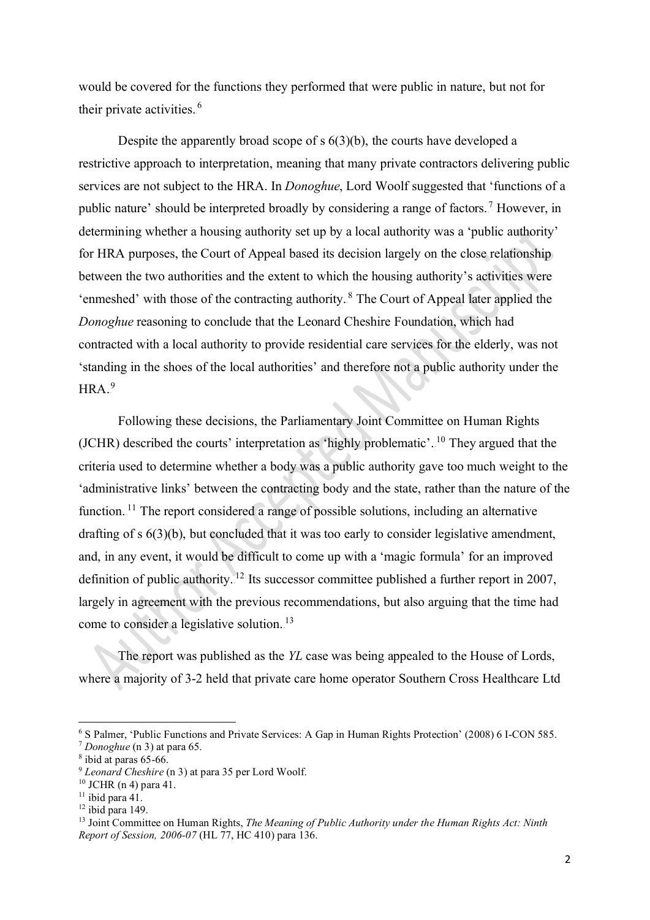would be covered for the functions they performed that were public in nature, but not for their private activities.[6]

Despite the apparently broad scope of s 6(3)(b), the courts have developed a restrictive approach to interpretation, meaning that many private contractors delivering public services are not subject to the HRA. In *Donoghue*, Lord Woolf suggested that 'functions of a public nature' should be interpreted broadly by considering a range of factors.[7] However, in determining whether a housing authority set up by a local authority was a 'public authority' for HRA purposes, the Court of Appeal based its decision largely on the close relationship between the two authorities and the extent to which the housing authority's activities were 'enmeshed' with those of the contracting authority.[8] The Court of Appeal later applied the *Donoghue* reasoning to conclude that the Leonard Cheshire Foundation, which had contracted with a local authority to provide residential care services for the elderly, was not 'standing in the shoes of the local authorities' and therefore not a public authority under the HRA.[9]

Following these decisions, the Parliamentary Joint Committee on Human Rights (JCHR) described the courts' interpretation as 'highly problematic'.[10] They argued that the criteria used to determine whether a body was a public authority gave too much weight to the 'administrative links' between the contracting body and the state, rather than the nature of the function.[11] The report considered a range of possible solutions, including an alternative drafting of s 6(3)(b), but concluded that it was too early to consider legislative amendment, and, in any event, it would be difficult to come up with a 'magic formula' for an improved definition of public authority.[12] Its successor committee published a further report in 2007, largely in agreement with the previous recommendations, but also arguing that the time had come to consider a legislative solution.[13]

The report was published as the *YL* case was being appealed to the House of Lords, where a majority of 3-2 held that private care home operator Southern Cross Healthcare Ltd

---

[6] S Palmer, 'Public Functions and Private Services: A Gap in Human Rights Protection' (2008) 6 I-CON 585.

[7] *Donoghue* (n 3) at para 65.

[8] ibid at paras 65-66.

[9] *Leonard Cheshire* (n 3) at para 35 per Lord Woolf.

[10] JCHR (n 4) para 41.

[11] ibid para 41.

[12] ibid para 149.

[13] Joint Committee on Human Rights, *The Meaning of Public Authority under the Human Rights Act: Ninth Report of Session, 2006-07* (HL 77, HC 410) para 136.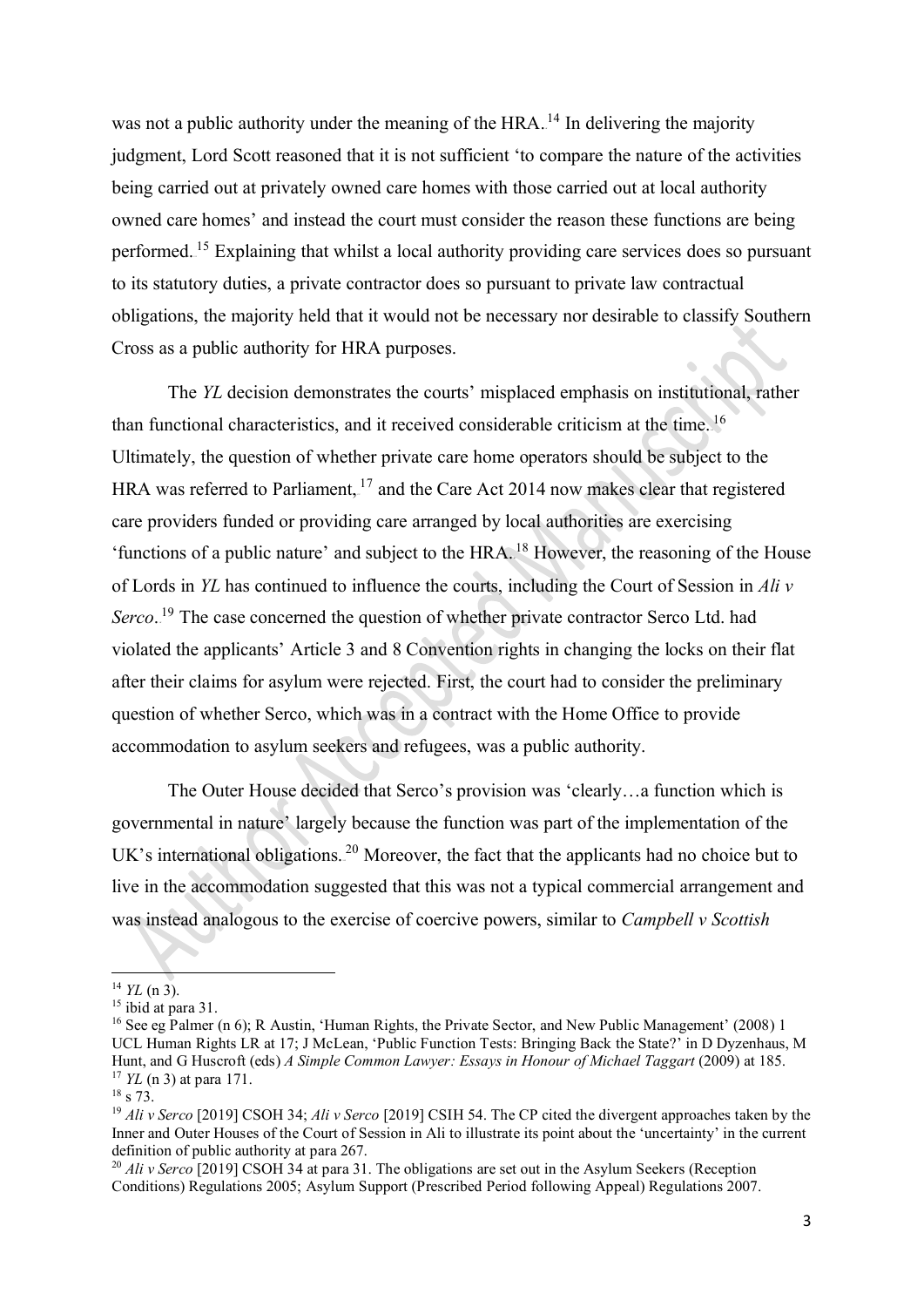was not a public authority under the meaning of the HRA.[14] In delivering the majority judgment, Lord Scott reasoned that it is not sufficient 'to compare the nature of the activities being carried out at privately owned care homes with those carried out at local authority owned care homes' and instead the court must consider the reason these functions are being performed.[15] Explaining that whilst a local authority providing care services does so pursuant to its statutory duties, a private contractor does so pursuant to private law contractual obligations, the majority held that it would not be necessary nor desirable to classify Southern Cross as a public authority for HRA purposes.

The *YL* decision demonstrates the courts' misplaced emphasis on institutional, rather than functional characteristics, and it received considerable criticism at the time.[16] Ultimately, the question of whether private care home operators should be subject to the HRA was referred to Parliament,[17] and the Care Act 2014 now makes clear that registered care providers funded or providing care arranged by local authorities are exercising 'functions of a public nature' and subject to the HRA.[18] However, the reasoning of the House of Lords in *YL* has continued to influence the courts, including the Court of Session in *Ali v Serco*.[19] The case concerned the question of whether private contractor Serco Ltd. had violated the applicants' Article 3 and 8 Convention rights in changing the locks on their flat after their claims for asylum were rejected. First, the court had to consider the preliminary question of whether Serco, which was in a contract with the Home Office to provide accommodation to asylum seekers and refugees, was a public authority.

The Outer House decided that Serco's provision was 'clearly…a function which is governmental in nature' largely because the function was part of the implementation of the UK's international obligations.[20] Moreover, the fact that the applicants had no choice but to live in the accommodation suggested that this was not a typical commercial arrangement and was instead analogous to the exercise of coercive powers, similar to *Campbell v Scottish*

---

[14] *YL* (n 3).

[15] ibid at para 31.

[16] See eg Palmer (n 6); R Austin, 'Human Rights, the Private Sector, and New Public Management' (2008) 1 UCL Human Rights LR at 17; J McLean, 'Public Function Tests: Bringing Back the State?' in D Dyzenhaus, M Hunt, and G Huscroft (eds) *A Simple Common Lawyer: Essays in Honour of Michael Taggart* (2009) at 185.

[17] *YL* (n 3) at para 171.

[18] s 73.

[19] *Ali v Serco* [2019] CSOH 34; *Ali v Serco* [2019] CSIH 54. The CP cited the divergent approaches taken by the Inner and Outer Houses of the Court of Session in Ali to illustrate its point about the 'uncertainty' in the current definition of public authority at para 267.

[20] *Ali v Serco* [2019] CSOH 34 at para 31. The obligations are set out in the Asylum Seekers (Reception Conditions) Regulations 2005; Asylum Support (Prescribed Period following Appeal) Regulations 2007.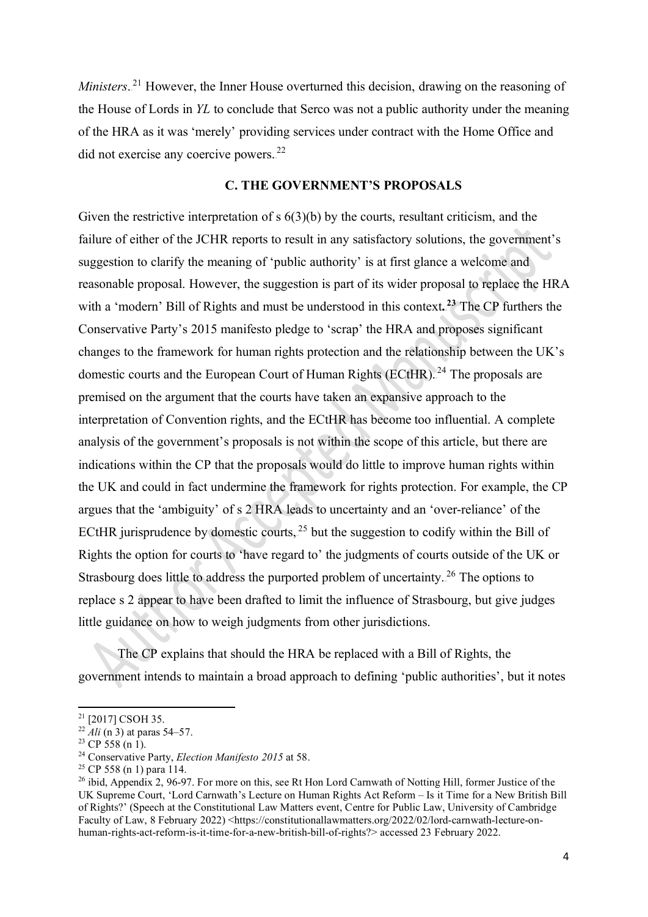*Ministers*.[21] However, the Inner House overturned this decision, drawing on the reasoning of the House of Lords in *YL* to conclude that Serco was not a public authority under the meaning of the HRA as it was 'merely' providing services under contract with the Home Office and did not exercise any coercive powers.[22]

## C. THE GOVERNMENT'S PROPOSALS

Given the restrictive interpretation of s 6(3)(b) by the courts, resultant criticism, and the failure of either of the JCHR reports to result in any satisfactory solutions, the government's suggestion to clarify the meaning of 'public authority' is at first glance a welcome and reasonable proposal. However, the suggestion is part of its wider proposal to replace the HRA with a 'modern' Bill of Rights and must be understood in this context.[23] The CP furthers the Conservative Party's 2015 manifesto pledge to 'scrap' the HRA and proposes significant changes to the framework for human rights protection and the relationship between the UK's domestic courts and the European Court of Human Rights (ECtHR).[24] The proposals are premised on the argument that the courts have taken an expansive approach to the interpretation of Convention rights, and the ECtHR has become too influential. A complete analysis of the government's proposals is not within the scope of this article, but there are indications within the CP that the proposals would do little to improve human rights within the UK and could in fact undermine the framework for rights protection. For example, the CP argues that the 'ambiguity' of s 2 HRA leads to uncertainty and an 'over-reliance' of the ECtHR jurisprudence by domestic courts,[25] but the suggestion to codify within the Bill of Rights the option for courts to 'have regard to' the judgments of courts outside of the UK or Strasbourg does little to address the purported problem of uncertainty.[26] The options to replace s 2 appear to have been drafted to limit the influence of Strasbourg, but give judges little guidance on how to weigh judgments from other jurisdictions.

The CP explains that should the HRA be replaced with a Bill of Rights, the government intends to maintain a broad approach to defining 'public authorities', but it notes

---

[21] [2017] CSOH 35.

[22] *Ali* (n 3) at paras 54–57.

[23] CP 558 (n 1).

[24] Conservative Party, *Election Manifesto 2015* at 58.

[25] CP 558 (n 1) para 114.

[26] ibid, Appendix 2, 96-97. For more on this, see Rt Hon Lord Carnwath of Notting Hill, former Justice of the UK Supreme Court, 'Lord Carnwath's Lecture on Human Rights Act Reform – Is it Time for a New British Bill of Rights?' (Speech at the Constitutional Law Matters event, Centre for Public Law, University of Cambridge Faculty of Law, 8 February 2022) <https://constitutionallawmatters.org/2022/02/lord-carnwath-lecture-on-human-rights-act-reform-is-it-time-for-a-new-british-bill-of-rights?> accessed 23 February 2022.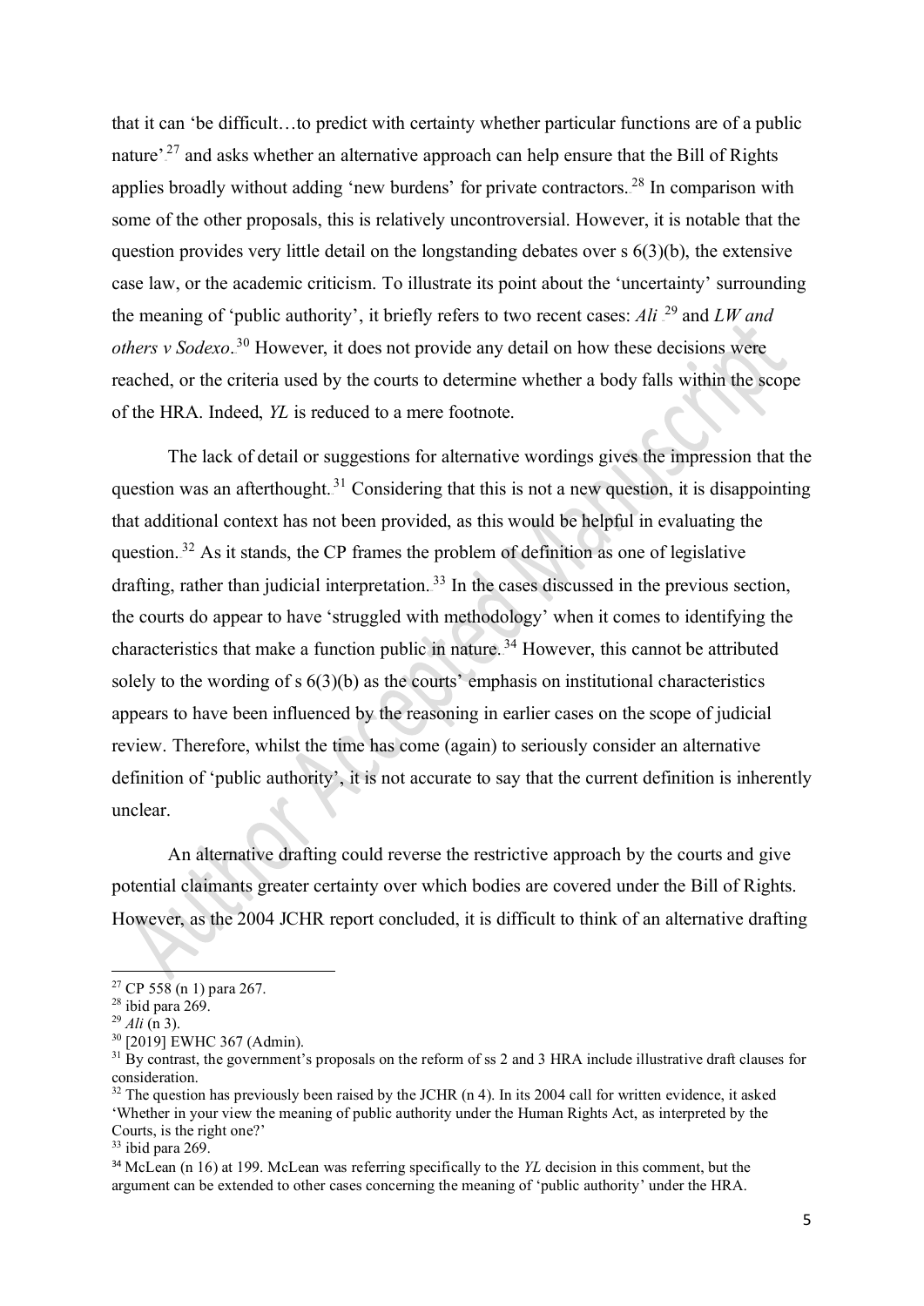that it can 'be difficult…to predict with certainty whether particular functions are of a public nature'[27] and asks whether an alternative approach can help ensure that the Bill of Rights applies broadly without adding 'new burdens' for private contractors.[28] In comparison with some of the other proposals, this is relatively uncontroversial. However, it is notable that the question provides very little detail on the longstanding debates over s 6(3)(b), the extensive case law, or the academic criticism. To illustrate its point about the 'uncertainty' surrounding the meaning of 'public authority', it briefly refers to two recent cases: *Ali*[29] and *LW and others v Sodexo*.[30] However, it does not provide any detail on how these decisions were reached, or the criteria used by the courts to determine whether a body falls within the scope of the HRA. Indeed, *YL* is reduced to a mere footnote.

The lack of detail or suggestions for alternative wordings gives the impression that the question was an afterthought.[31] Considering that this is not a new question, it is disappointing that additional context has not been provided, as this would be helpful in evaluating the question.[32] As it stands, the CP frames the problem of definition as one of legislative drafting, rather than judicial interpretation.[33] In the cases discussed in the previous section, the courts do appear to have 'struggled with methodology' when it comes to identifying the characteristics that make a function public in nature.[34] However, this cannot be attributed solely to the wording of s 6(3)(b) as the courts' emphasis on institutional characteristics appears to have been influenced by the reasoning in earlier cases on the scope of judicial review. Therefore, whilst the time has come (again) to seriously consider an alternative definition of 'public authority', it is not accurate to say that the current definition is inherently unclear.

An alternative drafting could reverse the restrictive approach by the courts and give potential claimants greater certainty over which bodies are covered under the Bill of Rights. However, as the 2004 JCHR report concluded, it is difficult to think of an alternative drafting

---

[27] CP 558 (n 1) para 267.

[28] ibid para 269.

[29] *Ali* (n 3).

[30] [2019] EWHC 367 (Admin).

[31] By contrast, the government's proposals on the reform of ss 2 and 3 HRA include illustrative draft clauses for consideration.

[32] The question has previously been raised by the JCHR (n 4). In its 2004 call for written evidence, it asked 'Whether in your view the meaning of public authority under the Human Rights Act, as interpreted by the Courts, is the right one?'

[33] ibid para 269.

[34] McLean (n 16) at 199. McLean was referring specifically to the *YL* decision in this comment, but the argument can be extended to other cases concerning the meaning of 'public authority' under the HRA.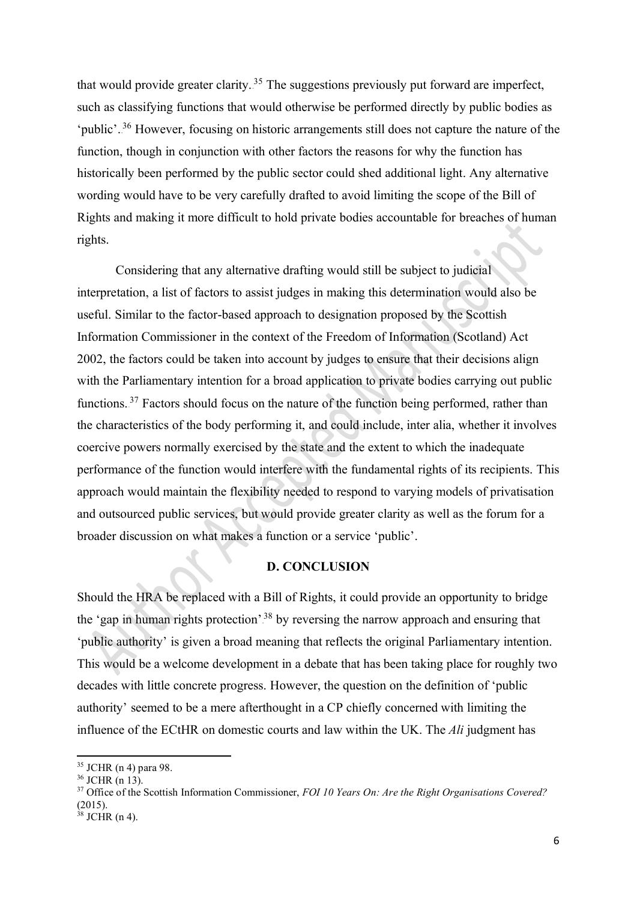that would provide greater clarity.[35] The suggestions previously put forward are imperfect, such as classifying functions that would otherwise be performed directly by public bodies as 'public'.[36] However, focusing on historic arrangements still does not capture the nature of the function, though in conjunction with other factors the reasons for why the function has historically been performed by the public sector could shed additional light. Any alternative wording would have to be very carefully drafted to avoid limiting the scope of the Bill of Rights and making it more difficult to hold private bodies accountable for breaches of human rights.

Considering that any alternative drafting would still be subject to judicial interpretation, a list of factors to assist judges in making this determination would also be useful. Similar to the factor-based approach to designation proposed by the Scottish Information Commissioner in the context of the Freedom of Information (Scotland) Act 2002, the factors could be taken into account by judges to ensure that their decisions align with the Parliamentary intention for a broad application to private bodies carrying out public functions.[37] Factors should focus on the nature of the function being performed, rather than the characteristics of the body performing it, and could include, inter alia, whether it involves coercive powers normally exercised by the state and the extent to which the inadequate performance of the function would interfere with the fundamental rights of its recipients. This approach would maintain the flexibility needed to respond to varying models of privatisation and outsourced public services, but would provide greater clarity as well as the forum for a broader discussion on what makes a function or a service 'public'.

## D. CONCLUSION

Should the HRA be replaced with a Bill of Rights, it could provide an opportunity to bridge the 'gap in human rights protection'[38] by reversing the narrow approach and ensuring that 'public authority' is given a broad meaning that reflects the original Parliamentary intention. This would be a welcome development in a debate that has been taking place for roughly two decades with little concrete progress. However, the question on the definition of 'public authority' seemed to be a mere afterthought in a CP chiefly concerned with limiting the influence of the ECtHR on domestic courts and law within the UK. The *Ali* judgment has

---

[35] JCHR (n 4) para 98.

[36] JCHR (n 13).

[37] Office of the Scottish Information Commissioner, *FOI 10 Years On: Are the Right Organisations Covered?* (2015).

[38] JCHR (n 4).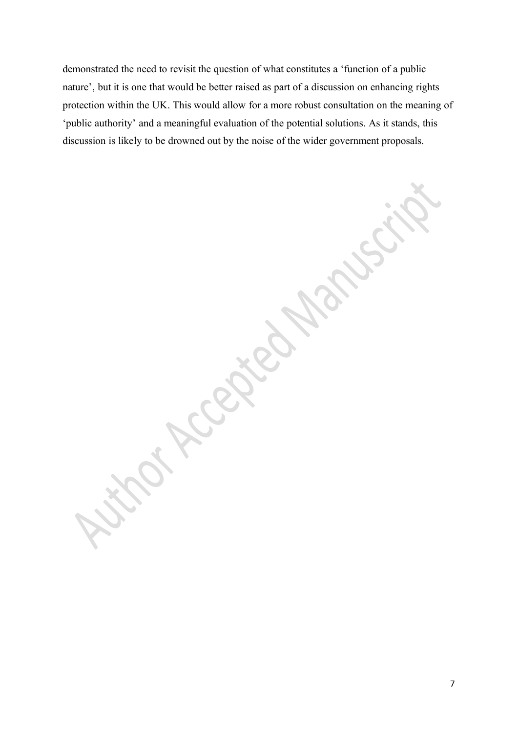demonstrated the need to revisit the question of what constitutes a 'function of a public nature', but it is one that would be better raised as part of a discussion on enhancing rights protection within the UK. This would allow for a more robust consultation on the meaning of 'public authority' and a meaningful evaluation of the potential solutions. As it stands, this discussion is likely to be drowned out by the noise of the wider government proposals.